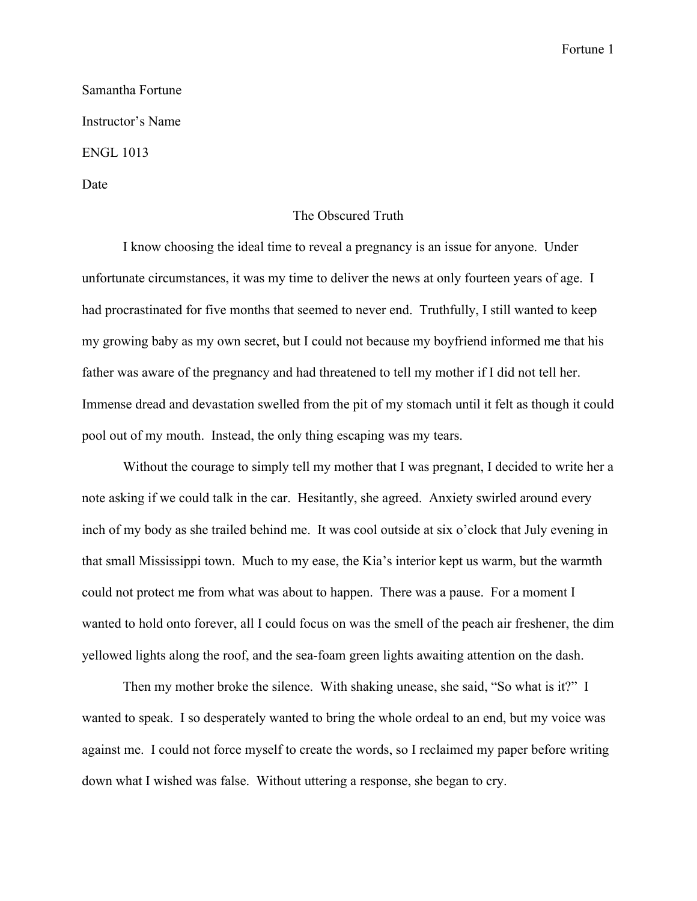Samantha Fortune

Instructor's Name

ENGL 1013

Date

# The Obscured Truth

I know choosing the ideal time to reveal a pregnancy is an issue for anyone. Under unfortunate circumstances, it was my time to deliver the news at only fourteen years of age. I had procrastinated for five months that seemed to never end. Truthfully, I still wanted to keep my growing baby as my own secret, but I could not because my boyfriend informed me that his father was aware of the pregnancy and had threatened to tell my mother if I did not tell her. Immense dread and devastation swelled from the pit of my stomach until it felt as though it could pool out of my mouth. Instead, the only thing escaping was my tears.

Without the courage to simply tell my mother that I was pregnant, I decided to write her a note asking if we could talk in the car. Hesitantly, she agreed. Anxiety swirled around every inch of my body as she trailed behind me. It was cool outside at six o'clock that July evening in that small Mississippi town. Much to my ease, the Kia's interior kept us warm, but the warmth could not protect me from what was about to happen. There was a pause. For a moment I wanted to hold onto forever, all I could focus on was the smell of the peach air freshener, the dim yellowed lights along the roof, and the sea-foam green lights awaiting attention on the dash.

Then my mother broke the silence. With shaking unease, she said, "So what is it?" I wanted to speak. I so desperately wanted to bring the whole ordeal to an end, but my voice was against me. I could not force myself to create the words, so I reclaimed my paper before writing down what I wished was false. Without uttering a response, she began to cry.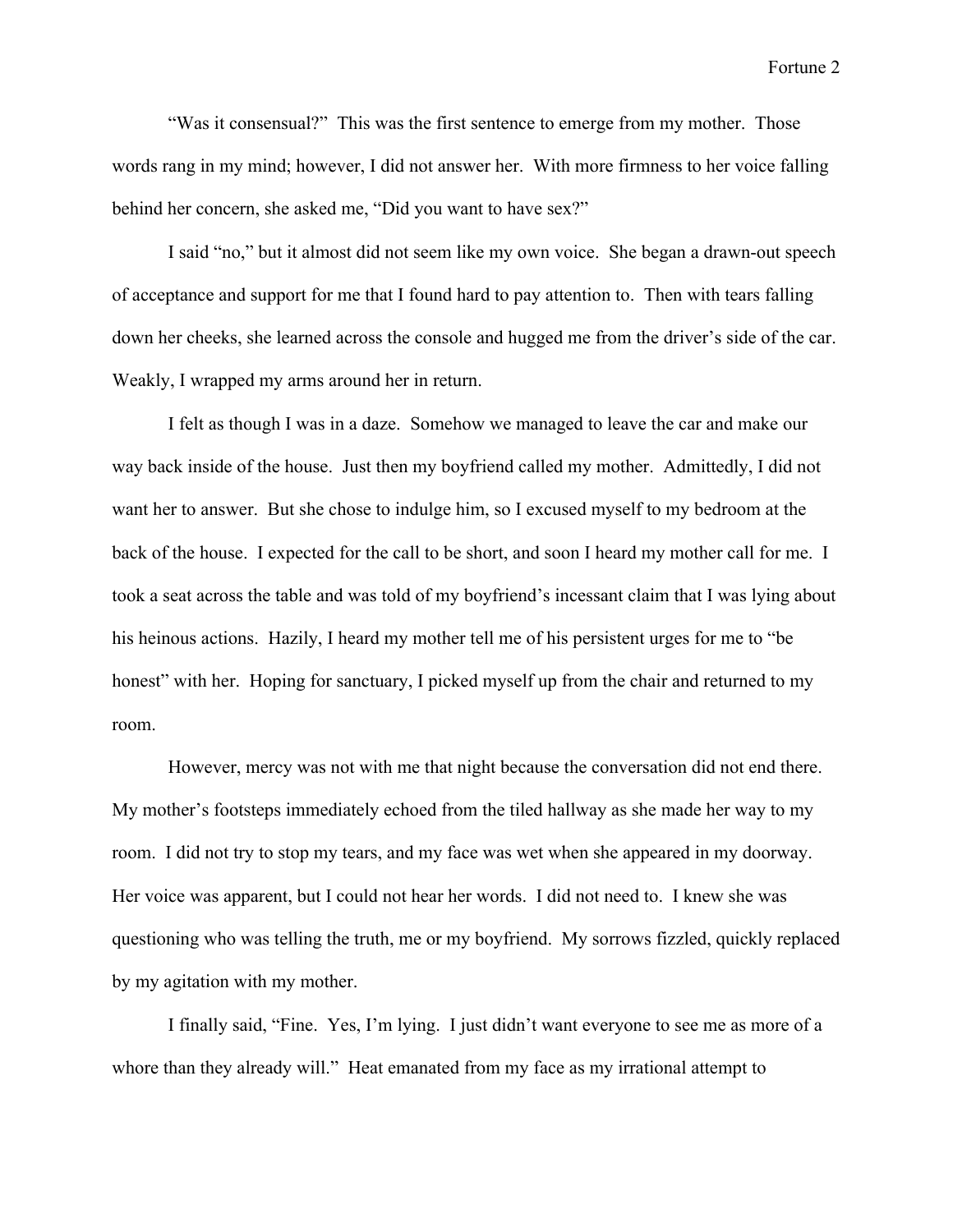"Was it consensual?" This was the first sentence to emerge from my mother. Those words rang in my mind; however, I did not answer her. With more firmness to her voice falling behind her concern, she asked me, "Did you want to have sex?"

I said "no," but it almost did not seem like my own voice. She began a drawn-out speech of acceptance and support for me that I found hard to pay attention to. Then with tears falling down her cheeks, she learned across the console and hugged me from the driver's side of the car. Weakly, I wrapped my arms around her in return.

I felt as though I was in a daze. Somehow we managed to leave the car and make our way back inside of the house. Just then my boyfriend called my mother. Admittedly, I did not want her to answer. But she chose to indulge him, so I excused myself to my bedroom at the back of the house. I expected for the call to be short, and soon I heard my mother call for me. I took a seat across the table and was told of my boyfriend's incessant claim that I was lying about his heinous actions. Hazily, I heard my mother tell me of his persistent urges for me to "be honest" with her. Hoping for sanctuary, I picked myself up from the chair and returned to my room.

However, mercy was not with me that night because the conversation did not end there. My mother's footsteps immediately echoed from the tiled hallway as she made her way to my room. I did not try to stop my tears, and my face was wet when she appeared in my doorway. Her voice was apparent, but I could not hear her words. I did not need to. I knew she was questioning who was telling the truth, me or my boyfriend. My sorrows fizzled, quickly replaced by my agitation with my mother.

I finally said, "Fine. Yes, I'm lying. I just didn't want everyone to see me as more of a whore than they already will." Heat emanated from my face as my irrational attempt to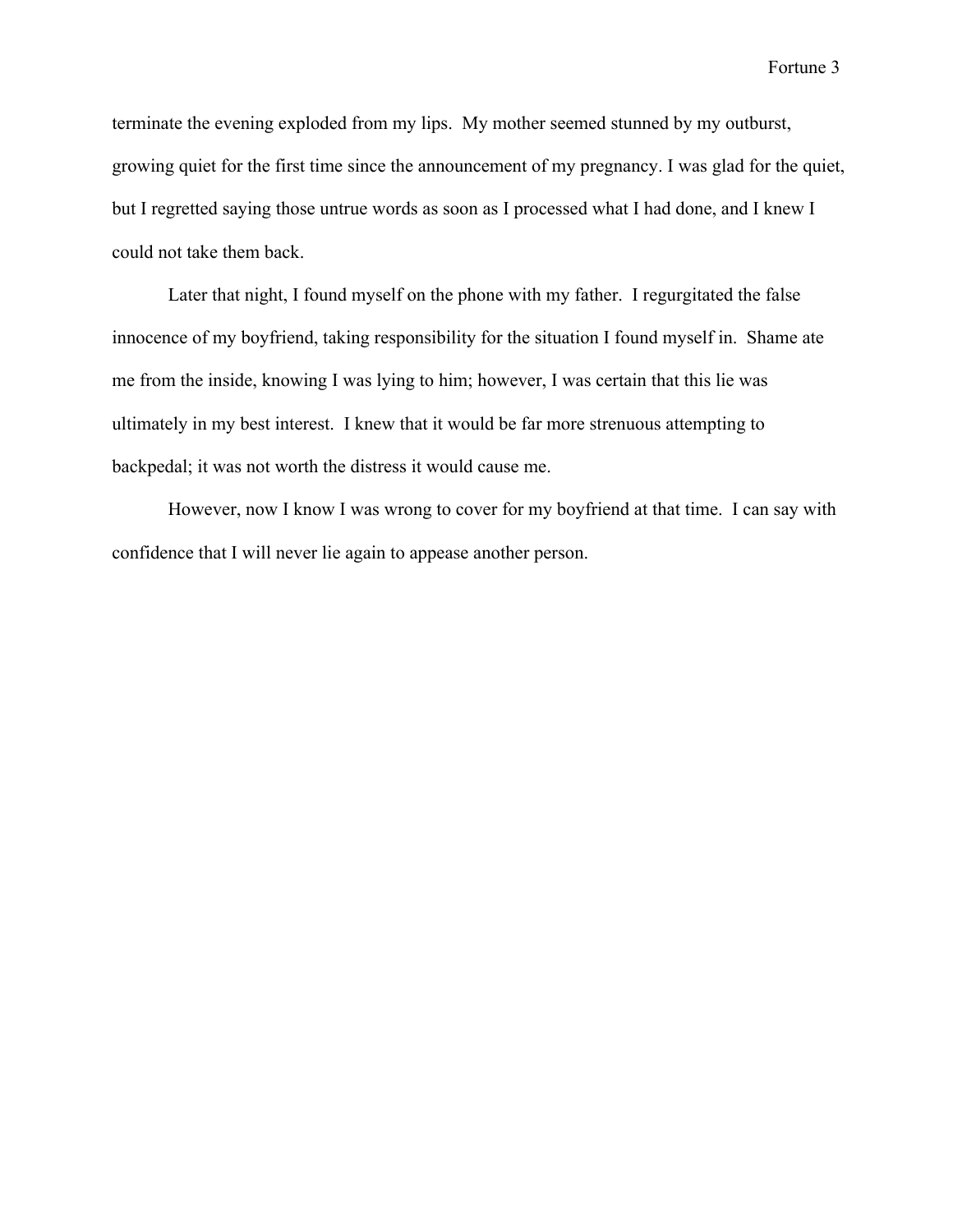terminate the evening exploded from my lips. My mother seemed stunned by my outburst, growing quiet for the first time since the announcement of my pregnancy. I was glad for the quiet, but I regretted saying those untrue words as soon as I processed what I had done, and I knew I could not take them back.

Later that night, I found myself on the phone with my father. I regurgitated the false innocence of my boyfriend, taking responsibility for the situation I found myself in. Shame ate me from the inside, knowing I was lying to him; however, I was certain that this lie was ultimately in my best interest. I knew that it would be far more strenuous attempting to backpedal; it was not worth the distress it would cause me.

However, now I know I was wrong to cover for my boyfriend at that time. I can say with confidence that I will never lie again to appease another person.